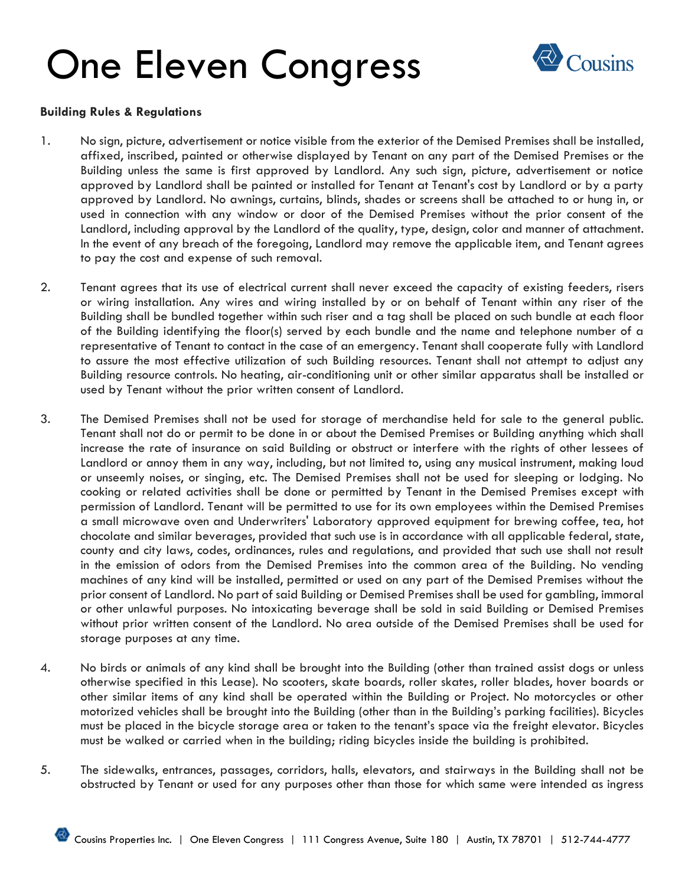# One Eleven Congress

**Building Rules & Regulations**

1. No sign, picture, advertisement or notice visible from the exterior of the Demised Premises shall be installed, affixed, inscribed, painted or otherwise displayed by Tenant on any part of the Demised Premises or the Building unless the same is first approved by Landlord. Any such sign, picture, advertisement or notice approved by Landlord shall be painted or installed for Tenant at Tenant's cost by Landlord or by a party approved by Landlord. No awnings, curtains, blinds, shades or screens shall be attached to or hung in, or used in connection with any window or door of the Demised Premises without the prior consent of the Landlord, including approval by the Landlord of the quality, type, design, color and manner of attachment. In the event of any breach of the foregoing, Landlord may remove the applicable item, and Tenant agrees to pay the cost and expense of such removal.

2. Tenant agrees that its use of electrical current shall never exceed the capacity of existing feeders, risers or wiring installation. Any wires and wiring installed by or on behalf of Tenant within any riser of the Building shall be bundled together within such riser and a tag shall be placed on such bundle at each floor of the Building identifying the floor(s) served by each bundle and the name and telephone number of a representative of Tenant to contact in the case of an emergency. Tenant shall cooperate fully with Landlord to assure the most effective utilization of such Building resources. Tenant shall not attempt to adjust any Building resource controls. No heating, air-conditioning unit or other similar apparatus shall be installed or used by Tenant without the prior written consent of Landlord.

3. The Demised Premises shall not be used for storage of merchandise held for sale to the general public. Tenant shall not do or permit to be done in or about the Demised Premises or Building anything which shall increase the rate of insurance on said Building or obstruct or interfere with the rights of other lessees of Landlord or annoy them in any way, including, but not limited to, using any musical instrument, making loud or unseemly noises, or singing, etc. The Demised Premises shall not be used for sleeping or lodging. No cooking or related activities shall be done or permitted by Tenant in the Demised Premises except with permission of Landlord. Tenant will be permitted to use for its own employees within the Demised Premises a small microwave oven and Underwriters' Laboratory approved equipment for brewing coffee, tea, hot chocolate and similar beverages, provided that such use is in accordance with all applicable federal, state, county and city laws, codes, ordinances, rules and regulations, and provided that such use shall not result in the emission of odors from the Demised Premises into the common area of the Building. No vending machines of any kind will be installed, permitted or used on any part of the Demised Premises without the prior consent of Landlord. No part of said Building or Demised Premises shall be used for gambling, immoral or other unlawful purposes. No intoxicating beverage shall be sold in said Building or Demised Premises without prior written consent of the Landlord. No area outside of the Demised Premises shall be used for storage purposes at any time.

4. No birds or animals of any kind shall be brought into the Building (other than trained assist dogs or unless otherwise specified in this Lease). No scooters, skate boards, roller skates, roller blades, hover boards or other similar items of any kind shall be operated within the Building or Project. No motorcycles or other motorized vehicles shall be brought into the Building (other than in the Building's parking facilities). Bicycles must be placed in the bicycle storage area or taken to the tenant's space via the freight elevator. Bicycles must be walked or carried when in the building; riding bicycles inside the building is prohibited.

5. The sidewalks, entrances, passages, corridors, halls, elevators, and stairways in the Building shall not be obstructed by Tenant or used for any purposes other than those for which same were intended as ingress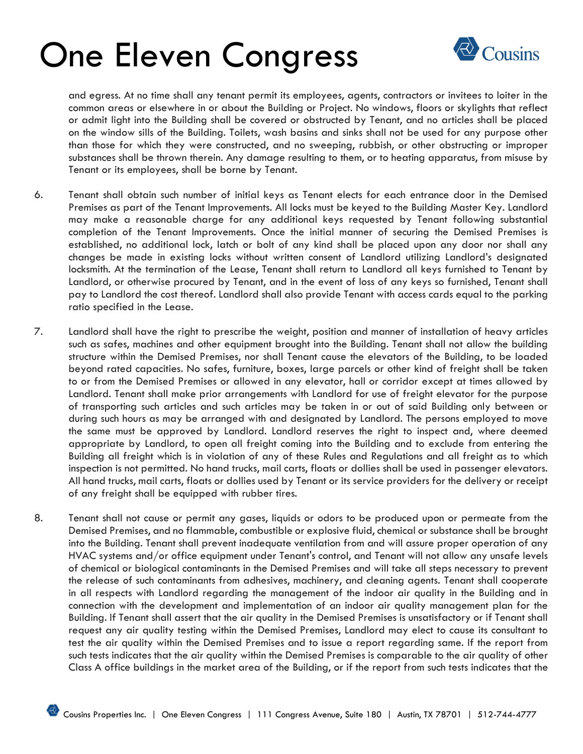and egress. At no time shall any tenant permit its employees, agents, contractors or invitees to loiter in the common areas or elsewhere in or about the Building or Project. No windows, floors or skylights that reflect or admit light into the Building shall be covered or obstructed by Tenant, and no articles shall be placed on the window sills of the Building. Toilets, wash basins and sinks shall not be used for any purpose other than those for which they were constructed, and no sweeping, rubbish, or other obstructing or improper substances shall be thrown therein. Any damage resulting to them, or to heating apparatus, from misuse by Tenant or its employees, shall be borne by Tenant.

6. Tenant shall obtain such number of initial keys as Tenant elects for each entrance door in the Demised Premises as part of the Tenant Improvements. All locks must be keyed to the Building Master Key. Landlord may make a reasonable charge for any additional keys requested by Tenant following substantial completion of the Tenant Improvements. Once the initial manner of securing the Demised Premises is established, no additional lock, latch or bolt of any kind shall be placed upon any door nor shall any changes be made in existing locks without written consent of Landlord utilizing Landlord's designated locksmith. At the termination of the Lease, Tenant shall return to Landlord all keys furnished to Tenant by Landlord, or otherwise procured by Tenant, and in the event of loss of any keys so furnished, Tenant shall pay to Landlord the cost thereof. Landlord shall also provide Tenant with access cards equal to the parking ratio specified in the Lease.

7. Landlord shall have the right to prescribe the weight, position and manner of installation of heavy articles such as safes, machines and other equipment brought into the Building. Tenant shall not allow the building structure within the Demised Premises, nor shall Tenant cause the elevators of the Building, to be loaded beyond rated capacities. No safes, furniture, boxes, large parcels or other kind of freight shall be taken to or from the Demised Premises or allowed in any elevator, hall or corridor except at times allowed by Landlord. Tenant shall make prior arrangements with Landlord for use of freight elevator for the purpose of transporting such articles and such articles may be taken in or out of said Building only between or during such hours as may be arranged with and designated by Landlord. The persons employed to move the same must be approved by Landlord. Landlord reserves the right to inspect and, where deemed appropriate by Landlord, to open all freight coming into the Building and to exclude from entering the Building all freight which is in violation of any of these Rules and Regulations and all freight as to which inspection is not permitted. No hand trucks, mail carts, floats or dollies shall be used in passenger elevators. All hand trucks, mail carts, floats or dollies used by Tenant or its service providers for the delivery or receipt of any freight shall be equipped with rubber tires.

8. Tenant shall not cause or permit any gases, liquids or odors to be produced upon or permeate from the Demised Premises, and no flammable, combustible or explosive fluid, chemical or substance shall be brought into the Building. Tenant shall prevent inadequate ventilation from and will assure proper operation of any HVAC systems and/or office equipment under Tenant's control, and Tenant will not allow any unsafe levels of chemical or biological contaminants in the Demised Premises and will take all steps necessary to prevent the release of such contaminants from adhesives, machinery, and cleaning agents. Tenant shall cooperate in all respects with Landlord regarding the management of the indoor air quality in the Building and in connection with the development and implementation of an indoor air quality management plan for the Building. If Tenant shall assert that the air quality in the Demised Premises is unsatisfactory or if Tenant shall request any air quality testing within the Demised Premises, Landlord may elect to cause its consultant to test the air quality within the Demised Premises and to issue a report regarding same. If the report from such tests indicates that the air quality within the Demised Premises is comparable to the air quality of other Class A office buildings in the market area of the Building, or if the report from such tests indicates that the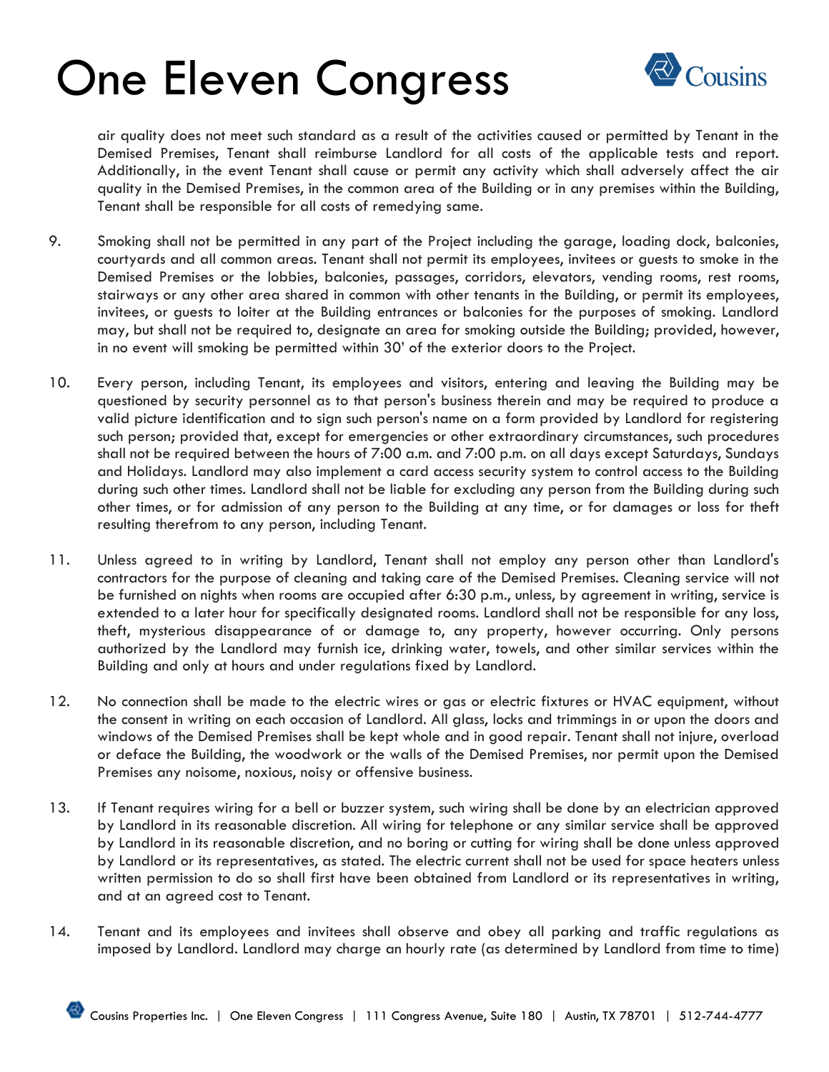air quality does not meet such standard as a result of the activities caused or permitted by Tenant in the Demised Premises, Tenant shall reimburse Landlord for all costs of the applicable tests and report. Additionally, in the event Tenant shall cause or permit any activity which shall adversely affect the air quality in the Demised Premises, in the common area of the Building or in any premises within the Building, Tenant shall be responsible for all costs of remedying same.

9. Smoking shall not be permitted in any part of the Project including the garage, loading dock, balconies, courtyards and all common areas. Tenant shall not permit its employees, invitees or guests to smoke in the Demised Premises or the lobbies, balconies, passages, corridors, elevators, vending rooms, rest rooms, stairways or any other area shared in common with other tenants in the Building, or permit its employees, invitees, or guests to loiter at the Building entrances or balconies for the purposes of smoking. Landlord may, but shall not be required to, designate an area for smoking outside the Building; provided, however, in no event will smoking be permitted within 30' of the exterior doors to the Project.

10. Every person, including Tenant, its employees and visitors, entering and leaving the Building may be questioned by security personnel as to that person's business therein and may be required to produce a valid picture identification and to sign such person's name on a form provided by Landlord for registering such person; provided that, except for emergencies or other extraordinary circumstances, such procedures shall not be required between the hours of 7:00 a.m. and 7:00 p.m. on all days except Saturdays, Sundays and Holidays. Landlord may also implement a card access security system to control access to the Building during such other times. Landlord shall not be liable for excluding any person from the Building during such other times, or for admission of any person to the Building at any time, or for damages or loss for theft resulting therefrom to any person, including Tenant.

11. Unless agreed to in writing by Landlord, Tenant shall not employ any person other than Landlord's contractors for the purpose of cleaning and taking care of the Demised Premises. Cleaning service will not be furnished on nights when rooms are occupied after 6:30 p.m., unless, by agreement in writing, service is extended to a later hour for specifically designated rooms. Landlord shall not be responsible for any loss, theft, mysterious disappearance of or damage to, any property, however occurring. Only persons authorized by the Landlord may furnish ice, drinking water, towels, and other similar services within the Building and only at hours and under regulations fixed by Landlord.

12. No connection shall be made to the electric wires or gas or electric fixtures or HVAC equipment, without the consent in writing on each occasion of Landlord. All glass, locks and trimmings in or upon the doors and windows of the Demised Premises shall be kept whole and in good repair. Tenant shall not injure, overload or deface the Building, the woodwork or the walls of the Demised Premises, nor permit upon the Demised Premises any noisome, noxious, noisy or offensive business.

13. If Tenant requires wiring for a bell or buzzer system, such wiring shall be done by an electrician approved by Landlord in its reasonable discretion. All wiring for telephone or any similar service shall be approved by Landlord in its reasonable discretion, and no boring or cutting for wiring shall be done unless approved by Landlord or its representatives, as stated. The electric current shall not be used for space heaters unless written permission to do so shall first have been obtained from Landlord or its representatives in writing, and at an agreed cost to Tenant.

14. Tenant and its employees and invitees shall observe and obey all parking and traffic regulations as imposed by Landlord. Landlord may charge an hourly rate (as determined by Landlord from time to time)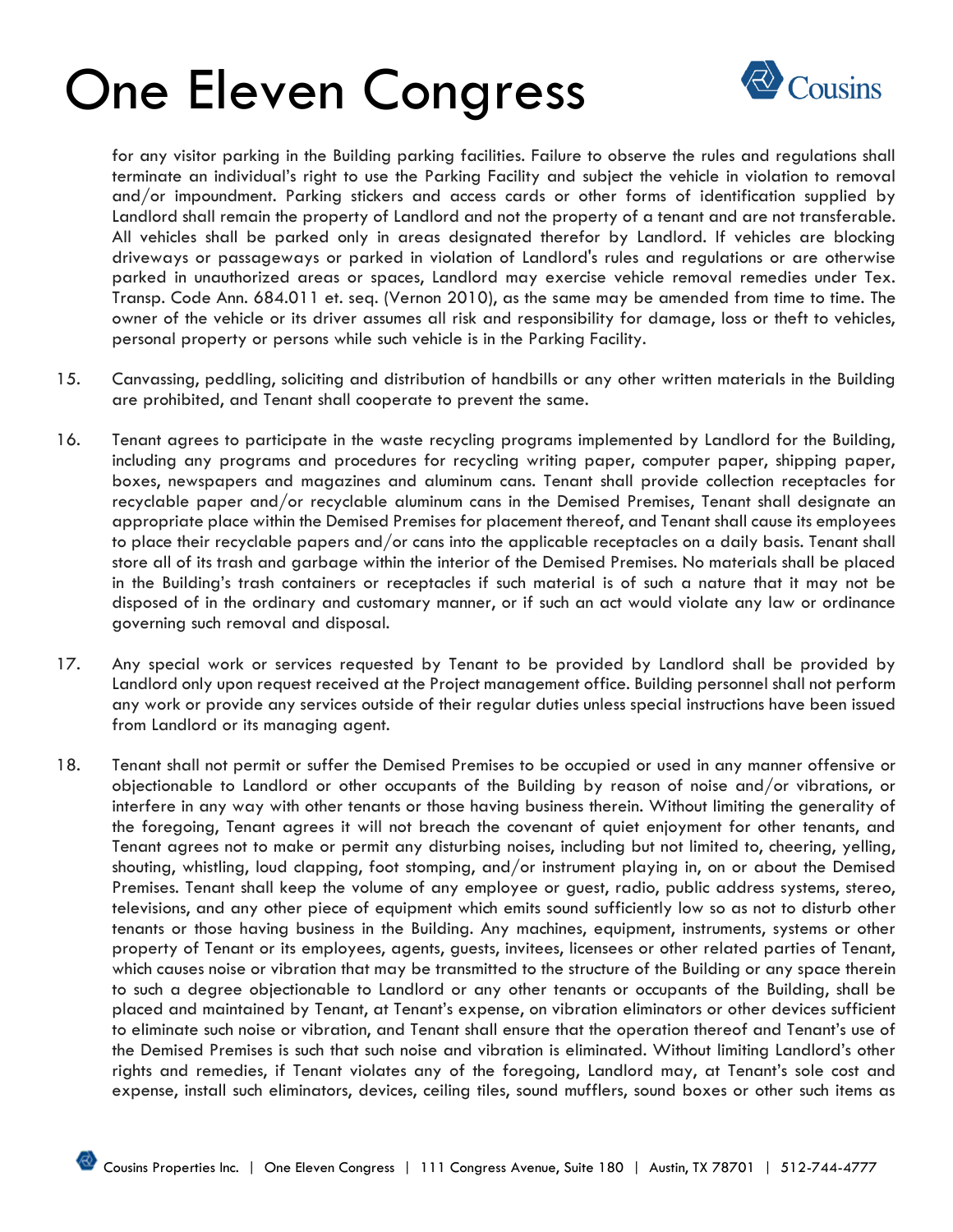for any visitor parking in the Building parking facilities. Failure to observe the rules and regulations shall terminate an individual's right to use the Parking Facility and subject the vehicle in violation to removal and/or impoundment. Parking stickers and access cards or other forms of identification supplied by Landlord shall remain the property of Landlord and not the property of a tenant and are not transferable. All vehicles shall be parked only in areas designated therefor by Landlord. If vehicles are blocking driveways or passageways or parked in violation of Landlord's rules and regulations or are otherwise parked in unauthorized areas or spaces, Landlord may exercise vehicle removal remedies under Tex. Transp. Code Ann. 684.011 et. seq. (Vernon 2010), as the same may be amended from time to time. The owner of the vehicle or its driver assumes all risk and responsibility for damage, loss or theft to vehicles, personal property or persons while such vehicle is in the Parking Facility.

15. Canvassing, peddling, soliciting and distribution of handbills or any other written materials in the Building are prohibited, and Tenant shall cooperate to prevent the same.

16. Tenant agrees to participate in the waste recycling programs implemented by Landlord for the Building, including any programs and procedures for recycling writing paper, computer paper, shipping paper, boxes, newspapers and magazines and aluminum cans. Tenant shall provide collection receptacles for recyclable paper and/or recyclable aluminum cans in the Demised Premises, Tenant shall designate an appropriate place within the Demised Premises for placement thereof, and Tenant shall cause its employees to place their recyclable papers and/or cans into the applicable receptacles on a daily basis. Tenant shall store all of its trash and garbage within the interior of the Demised Premises. No materials shall be placed in the Building's trash containers or receptacles if such material is of such a nature that it may not be disposed of in the ordinary and customary manner, or if such an act would violate any law or ordinance governing such removal and disposal.

17. Any special work or services requested by Tenant to be provided by Landlord shall be provided by Landlord only upon request received at the Project management office. Building personnel shall not perform any work or provide any services outside of their regular duties unless special instructions have been issued from Landlord or its managing agent.

18. Tenant shall not permit or suffer the Demised Premises to be occupied or used in any manner offensive or objectionable to Landlord or other occupants of the Building by reason of noise and/or vibrations, or interfere in any way with other tenants or those having business therein. Without limiting the generality of the foregoing, Tenant agrees it will not breach the covenant of quiet enjoyment for other tenants, and Tenant agrees not to make or permit any disturbing noises, including but not limited to, cheering, yelling, shouting, whistling, loud clapping, foot stomping, and/or instrument playing in, on or about the Demised Premises. Tenant shall keep the volume of any employee or guest, radio, public address systems, stereo, televisions, and any other piece of equipment which emits sound sufficiently low so as not to disturb other tenants or those having business in the Building. Any machines, equipment, instruments, systems or other property of Tenant or its employees, agents, guests, invitees, licensees or other related parties of Tenant, which causes noise or vibration that may be transmitted to the structure of the Building or any space therein to such a degree objectionable to Landlord or any other tenants or occupants of the Building, shall be placed and maintained by Tenant, at Tenant's expense, on vibration eliminators or other devices sufficient to eliminate such noise or vibration, and Tenant shall ensure that the operation thereof and Tenant's use of the Demised Premises is such that such noise and vibration is eliminated. Without limiting Landlord's other rights and remedies, if Tenant violates any of the foregoing, Landlord may, at Tenant's sole cost and expense, install such eliminators, devices, ceiling tiles, sound mufflers, sound boxes or other such items as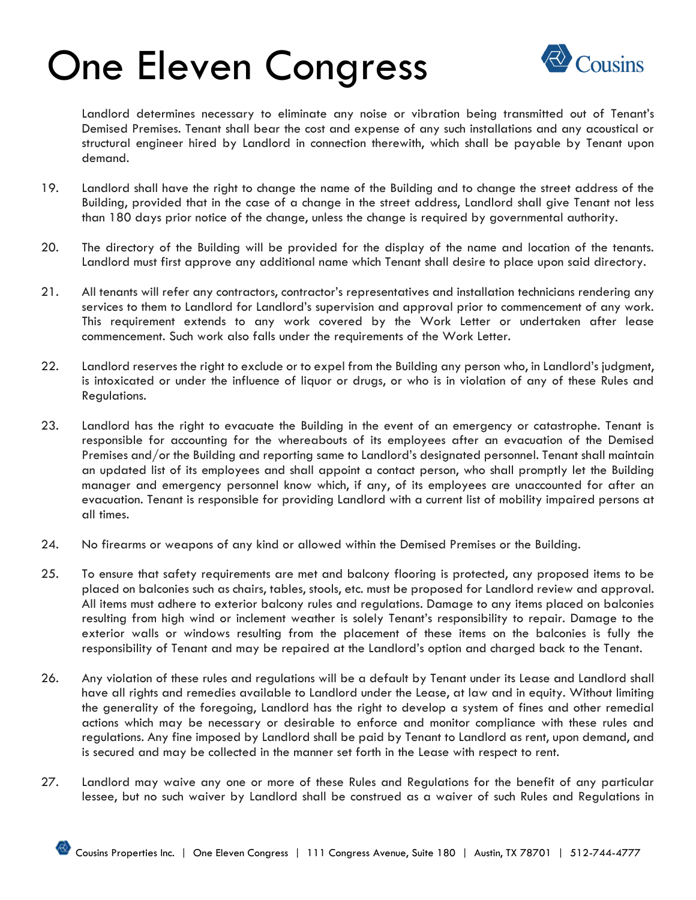Landlord determines necessary to eliminate any noise or vibration being transmitted out of Tenant's Demised Premises. Tenant shall bear the cost and expense of any such installations and any acoustical or structural engineer hired by Landlord in connection therewith, which shall be payable by Tenant upon demand.

19. Landlord shall have the right to change the name of the Building and to change the street address of the Building, provided that in the case of a change in the street address, Landlord shall give Tenant not less than 180 days prior notice of the change, unless the change is required by governmental authority.

20. The directory of the Building will be provided for the display of the name and location of the tenants. Landlord must first approve any additional name which Tenant shall desire to place upon said directory.

21. All tenants will refer any contractors, contractor's representatives and installation technicians rendering any services to them to Landlord for Landlord's supervision and approval prior to commencement of any work. This requirement extends to any work covered by the Work Letter or undertaken after lease commencement. Such work also falls under the requirements of the Work Letter.

22. Landlord reserves the right to exclude or to expel from the Building any person who, in Landlord's judgment, is intoxicated or under the influence of liquor or drugs, or who is in violation of any of these Rules and Regulations.

23. Landlord has the right to evacuate the Building in the event of an emergency or catastrophe. Tenant is responsible for accounting for the whereabouts of its employees after an evacuation of the Demised Premises and/or the Building and reporting same to Landlord's designated personnel. Tenant shall maintain an updated list of its employees and shall appoint a contact person, who shall promptly let the Building manager and emergency personnel know which, if any, of its employees are unaccounted for after an evacuation. Tenant is responsible for providing Landlord with a current list of mobility impaired persons at all times.

24. No firearms or weapons of any kind or allowed within the Demised Premises or the Building.

25. To ensure that safety requirements are met and balcony flooring is protected, any proposed items to be placed on balconies such as chairs, tables, stools, etc. must be proposed for Landlord review and approval. All items must adhere to exterior balcony rules and regulations. Damage to any items placed on balconies resulting from high wind or inclement weather is solely Tenant's responsibility to repair. Damage to the exterior walls or windows resulting from the placement of these items on the balconies is fully the responsibility of Tenant and may be repaired at the Landlord's option and charged back to the Tenant.

26. Any violation of these rules and regulations will be a default by Tenant under its Lease and Landlord shall have all rights and remedies available to Landlord under the Lease, at law and in equity. Without limiting the generality of the foregoing, Landlord has the right to develop a system of fines and other remedial actions which may be necessary or desirable to enforce and monitor compliance with these rules and regulations. Any fine imposed by Landlord shall be paid by Tenant to Landlord as rent, upon demand, and is secured and may be collected in the manner set forth in the Lease with respect to rent.

27. Landlord may waive any one or more of these Rules and Regulations for the benefit of any particular lessee, but no such waiver by Landlord shall be construed as a waiver of such Rules and Regulations in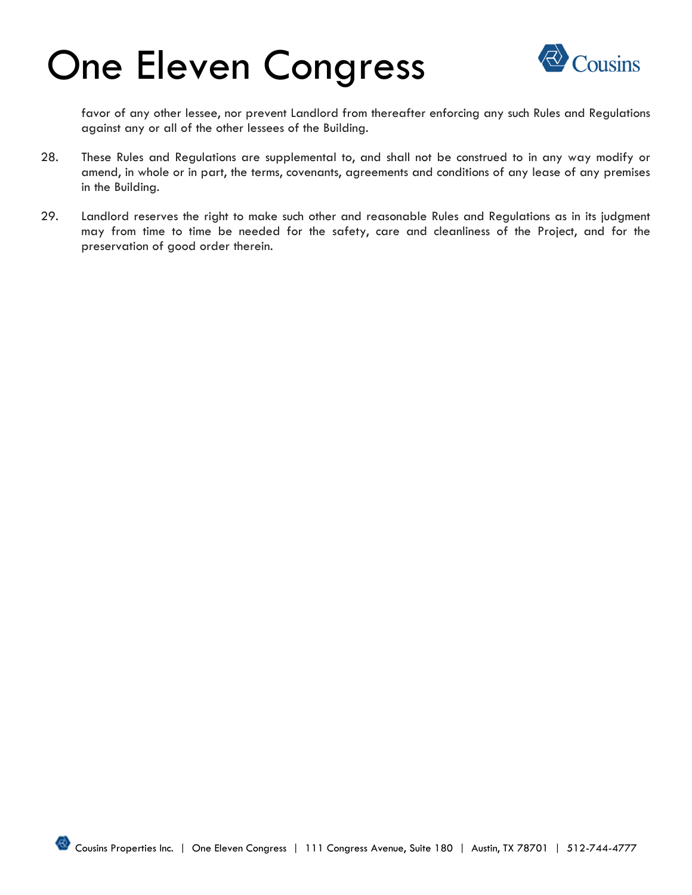favor of any other lessee, nor prevent Landlord from thereafter enforcing any such Rules and Regulations against any or all of the other lessees of the Building.

28. These Rules and Regulations are supplemental to, and shall not be construed to in any way modify or amend, in whole or in part, the terms, covenants, agreements and conditions of any lease of any premises in the Building.

29. Landlord reserves the right to make such other and reasonable Rules and Regulations as in its judgment may from time to time be needed for the safety, care and cleanliness of the Project, and for the preservation of good order therein.